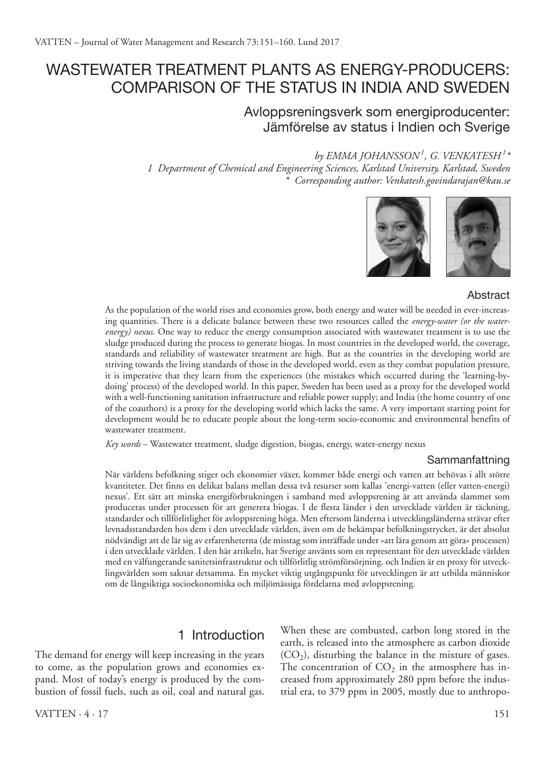# WASTEWATER TREATMENT PLANTS AS ENERGY-PRODUCERS: COMPARISON OF THE STATUS IN INDIA AND SWEDEN

## Avloppsreningsverk som energiproducenter: Jämförelse av status i Indien och Sverige

*by EMMA JOHANSSON[1], G. VENKATESH[1]\**

*1 Department of Chemical and Engineering Sciences, Karlstad University, Karlstad, Sweden*

*\* Corresponding author: Venkatesh.govindarajan@kau.se*

### Abstract

As the population of the world rises and economies grow, both energy and water will be needed in ever-increasing quantities. There is a delicate balance between these two resources called the *energy-water (or the water-energy) nexus*. One way to reduce the energy consumption associated with wastewater treatment is to use the sludge produced during the process to generate biogas. In most countries in the developed world, the coverage, standards and reliability of wastewater treatment are high. But as the countries in the developing world are striving towards the living standards of those in the developed world, even as they combat population pressure, it is imperative that they learn from the experiences (the mistakes which occurred during the 'learning-by-doing' process) of the developed world. In this paper, Sweden has been used as a proxy for the developed world with a well-functioning sanitation infrastructure and reliable power supply; and India (the home country of one of the coauthors) is a proxy for the developing world which lacks the same. A very important starting point for development would be to educate people about the long-term socio-economic and environmental benefits of wastewater treatment.

*Key words* – Wastewater treatment, sludge digestion, biogas, energy, water-energy nexus

### Sammanfattning

När världens befolkning stiger och ekonomier växer, kommer både energi och vatten att behövas i allt större kvantiteter. Det finns en delikat balans mellan dessa två resurser som kallas 'energi-vatten (eller vatten-energi) nexus'. Ett sätt att minska energiförbrukningen i samband med avloppsrening är att använda slammet som produceras under processen för att generera biogas. I de flesta länder i den utvecklade världen är täckning, standarder och tillförlitlighet för avloppsrening höga. Men eftersom länderna i utvecklingsländerna strävar efter levnadsstandarden hos dem i den utvecklade världen, även om de bekämpar befolkningstrycket, är det absolut nödvändigt att de lär sig av erfarenheterna (de misstag som inträffade under »att lära genom att göra» processen) i den utvecklade världen. I den här artikeln, har Sverige använts som en representant för den utvecklade världen med en välfungerande sanitetsinfrastruktur och tillförlitlig strömförsörjning. och Indien är en proxy för utvecklingsvärlden som saknar detsamma. En mycket viktig utgångspunkt för utvecklingen är att utbilda människor om de långsiktiga socioekonomiska och miljömässiga fördelarna med avloppsrening.

## 1 Introduction

The demand for energy will keep increasing in the years to come, as the population grows and economies expand. Most of today's energy is produced by the combustion of fossil fuels, such as oil, coal and natural gas. When these are combusted, carbon long stored in the earth, is released into the atmosphere as carbon dioxide ($CO_2$), disturbing the balance in the mixture of gases. The concentration of $CO_2$ in the atmosphere has increased from approximately 280 ppm before the industrial era, to 379 ppm in 2005, mostly due to anthropo-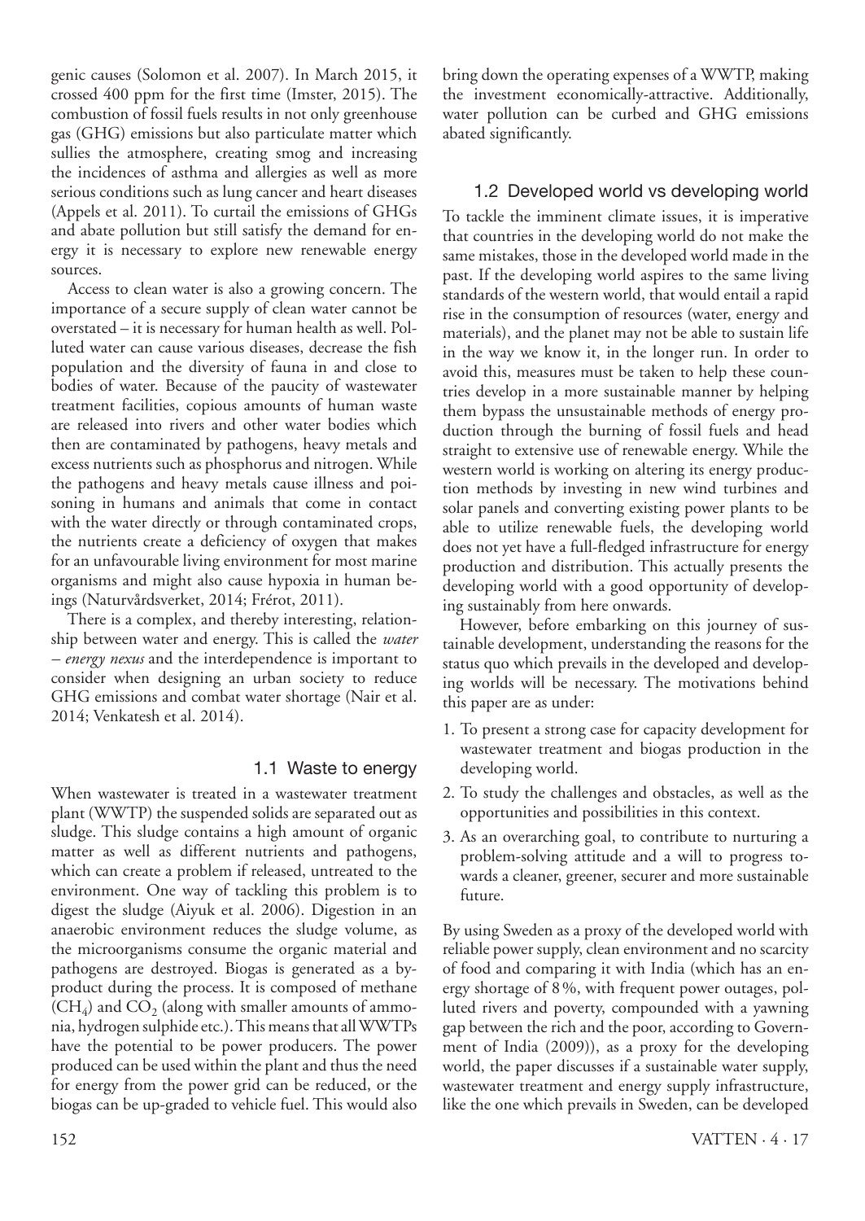genic causes (Solomon et al. 2007). In March 2015, it crossed 400 ppm for the first time (Imster, 2015). The combustion of fossil fuels results in not only greenhouse gas (GHG) emissions but also particulate matter which sullies the atmosphere, creating smog and increasing the incidences of asthma and allergies as well as more serious conditions such as lung cancer and heart diseases (Appels et al. 2011). To curtail the emissions of GHGs and abate pollution but still satisfy the demand for energy it is necessary to explore new renewable energy sources.

Access to clean water is also a growing concern. The importance of a secure supply of clean water cannot be overstated – it is necessary for human health as well. Polluted water can cause various diseases, decrease the fish population and the diversity of fauna in and close to bodies of water. Because of the paucity of wastewater treatment facilities, copious amounts of human waste are released into rivers and other water bodies which then are contaminated by pathogens, heavy metals and excess nutrients such as phosphorus and nitrogen. While the pathogens and heavy metals cause illness and poisoning in humans and animals that come in contact with the water directly or through contaminated crops, the nutrients create a deficiency of oxygen that makes for an unfavourable living environment for most marine organisms and might also cause hypoxia in human beings (Naturvårdsverket, 2014; Frérot, 2011).

There is a complex, and thereby interesting, relationship between water and energy. This is called the *water – energy nexus* and the interdependence is important to consider when designing an urban society to reduce GHG emissions and combat water shortage (Nair et al. 2014; Venkatesh et al. 2014).

### 1.1 Waste to energy

When wastewater is treated in a wastewater treatment plant (WWTP) the suspended solids are separated out as sludge. This sludge contains a high amount of organic matter as well as different nutrients and pathogens, which can create a problem if released, untreated to the environment. One way of tackling this problem is to digest the sludge (Aiyuk et al. 2006). Digestion in an anaerobic environment reduces the sludge volume, as the microorganisms consume the organic material and pathogens are destroyed. Biogas is generated as a byproduct during the process. It is composed of methane ($CH_4$) and $CO_2$ (along with smaller amounts of ammonia, hydrogen sulphide etc.). This means that all WWTPs have the potential to be power producers. The power produced can be used within the plant and thus the need for energy from the power grid can be reduced, or the biogas can be up-graded to vehicle fuel. This would also bring down the operating expenses of a WWTP, making the investment economically-attractive. Additionally, water pollution can be curbed and GHG emissions abated significantly.

### 1.2 Developed world vs developing world

To tackle the imminent climate issues, it is imperative that countries in the developing world do not make the same mistakes, those in the developed world made in the past. If the developing world aspires to the same living standards of the western world, that would entail a rapid rise in the consumption of resources (water, energy and materials), and the planet may not be able to sustain life in the way we know it, in the longer run. In order to avoid this, measures must be taken to help these countries develop in a more sustainable manner by helping them bypass the unsustainable methods of energy production through the burning of fossil fuels and head straight to extensive use of renewable energy. While the western world is working on altering its energy production methods by investing in new wind turbines and solar panels and converting existing power plants to be able to utilize renewable fuels, the developing world does not yet have a full-fledged infrastructure for energy production and distribution. This actually presents the developing world with a good opportunity of developing sustainably from here onwards.

However, before embarking on this journey of sustainable development, understanding the reasons for the status quo which prevails in the developed and developing worlds will be necessary. The motivations behind this paper are as under:

1. To present a strong case for capacity development for wastewater treatment and biogas production in the developing world.
2. To study the challenges and obstacles, as well as the opportunities and possibilities in this context.
3. As an overarching goal, to contribute to nurturing a problem-solving attitude and a will to progress towards a cleaner, greener, securer and more sustainable future.

By using Sweden as a proxy of the developed world with reliable power supply, clean environment and no scarcity of food and comparing it with India (which has an energy shortage of 8 %, with frequent power outages, polluted rivers and poverty, compounded with a yawning gap between the rich and the poor, according to Government of India (2009)), as a proxy for the developing world, the paper discusses if a sustainable water supply, wastewater treatment and energy supply infrastructure, like the one which prevails in Sweden, can be developed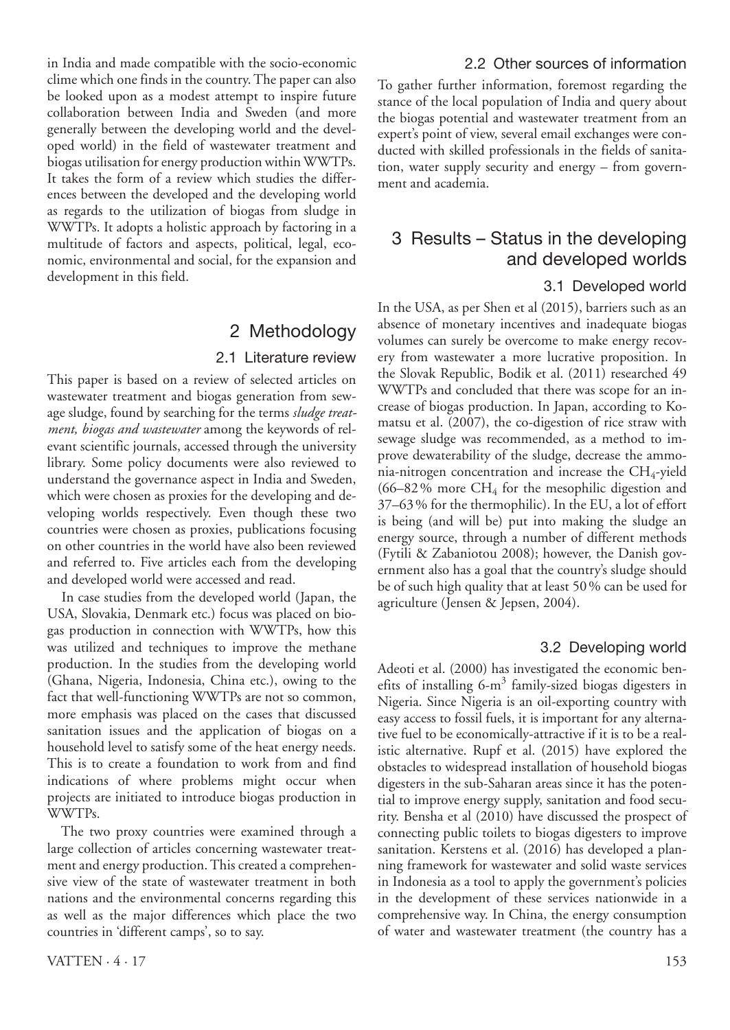in India and made compatible with the socio-economic clime which one finds in the country. The paper can also be looked upon as a modest attempt to inspire future collaboration between India and Sweden (and more generally between the developing world and the developed world) in the field of wastewater treatment and biogas utilisation for energy production within WWTPs. It takes the form of a review which studies the differences between the developed and the developing world as regards to the utilization of biogas from sludge in WWTPs. It adopts a holistic approach by factoring in a multitude of factors and aspects, political, legal, economic, environmental and social, for the expansion and development in this field.

## 2 Methodology

### 2.1 Literature review

This paper is based on a review of selected articles on wastewater treatment and biogas generation from sewage sludge, found by searching for the terms *sludge treatment, biogas and wastewater* among the keywords of relevant scientific journals, accessed through the university library. Some policy documents were also reviewed to understand the governance aspect in India and Sweden, which were chosen as proxies for the developing and developing worlds respectively. Even though these two countries were chosen as proxies, publications focusing on other countries in the world have also been reviewed and referred to. Five articles each from the developing and developed world were accessed and read.

In case studies from the developed world (Japan, the USA, Slovakia, Denmark etc.) focus was placed on biogas production in connection with WWTPs, how this was utilized and techniques to improve the methane production. In the studies from the developing world (Ghana, Nigeria, Indonesia, China etc.), owing to the fact that well-functioning WWTPs are not so common, more emphasis was placed on the cases that discussed sanitation issues and the application of biogas on a household level to satisfy some of the heat energy needs. This is to create a foundation to work from and find indications of where problems might occur when projects are initiated to introduce biogas production in WWTPs.

The two proxy countries were examined through a large collection of articles concerning wastewater treatment and energy production. This created a comprehensive view of the state of wastewater treatment in both nations and the environmental concerns regarding this as well as the major differences which place the two countries in 'different camps', so to say.

### 2.2 Other sources of information

To gather further information, foremost regarding the stance of the local population of India and query about the biogas potential and wastewater treatment from an expert's point of view, several email exchanges were conducted with skilled professionals in the fields of sanitation, water supply security and energy – from government and academia.

## 3 Results – Status in the developing and developed worlds

### 3.1 Developed world

In the USA, as per Shen et al (2015), barriers such as an absence of monetary incentives and inadequate biogas volumes can surely be overcome to make energy recovery from wastewater a more lucrative proposition. In the Slovak Republic, Bodik et al. (2011) researched 49 WWTPs and concluded that there was scope for an increase of biogas production. In Japan, according to Komatsu et al. (2007), the co-digestion of rice straw with sewage sludge was recommended, as a method to improve dewaterability of the sludge, decrease the ammonia-nitrogen concentration and increase the $CH_4$-yield (66–82 % more $CH_4$ for the mesophilic digestion and 37–63 % for the thermophilic). In the EU, a lot of effort is being (and will be) put into making the sludge an energy source, through a number of different methods (Fytili & Zabaniotou 2008); however, the Danish government also has a goal that the country's sludge should be of such high quality that at least 50 % can be used for agriculture (Jensen & Jepsen, 2004).

### 3.2 Developing world

Adeoti et al. (2000) has investigated the economic benefits of installing 6-$m^3$ family-sized biogas digesters in Nigeria. Since Nigeria is an oil-exporting country with easy access to fossil fuels, it is important for any alternative fuel to be economically-attractive if it is to be a realistic alternative. Rupf et al. (2015) have explored the obstacles to widespread installation of household biogas digesters in the sub-Saharan areas since it has the potential to improve energy supply, sanitation and food security. Bensha et al (2010) have discussed the prospect of connecting public toilets to biogas digesters to improve sanitation. Kerstens et al. (2016) has developed a planning framework for wastewater and solid waste services in Indonesia as a tool to apply the government's policies in the development of these services nationwide in a comprehensive way. In China, the energy consumption of water and wastewater treatment (the country has a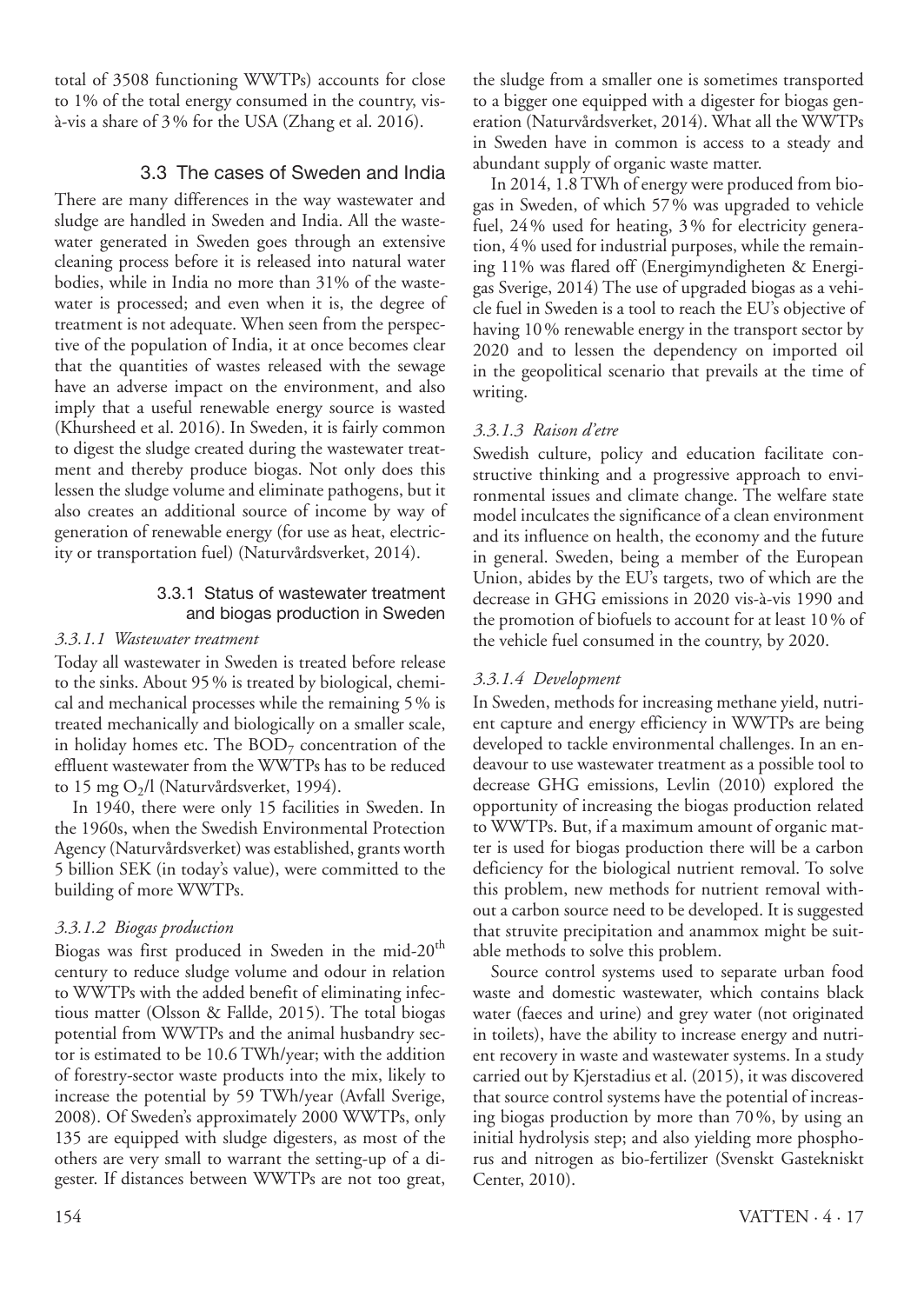total of 3508 functioning WWTPs) accounts for close to 1% of the total energy consumed in the country, vis-à-vis a share of 3% for the USA (Zhang et al. 2016).

## 3.3 The cases of Sweden and India

There are many differences in the way wastewater and sludge are handled in Sweden and India. All the wastewater generated in Sweden goes through an extensive cleaning process before it is released into natural water bodies, while in India no more than 31% of the wastewater is processed; and even when it is, the degree of treatment is not adequate. When seen from the perspective of the population of India, it at once becomes clear that the quantities of wastes released with the sewage have an adverse impact on the environment, and also imply that a useful renewable energy source is wasted (Khursheed et al. 2016). In Sweden, it is fairly common to digest the sludge created during the wastewater treatment and thereby produce biogas. Not only does this lessen the sludge volume and eliminate pathogens, but it also creates an additional source of income by way of generation of renewable energy (for use as heat, electricity or transportation fuel) (Naturvårdsverket, 2014).

### 3.3.1 Status of wastewater treatment and biogas production in Sweden

#### *3.3.1.1 Wastewater treatment*

Today all wastewater in Sweden is treated before release to the sinks. About 95% is treated by biological, chemical and mechanical processes while the remaining 5% is treated mechanically and biologically on a smaller scale, in holiday homes etc. The $BOD_7$ concentration of the effluent wastewater from the WWTPs has to be reduced to 15 mg $O_2$/l (Naturvårdsverket, 1994).

In 1940, there were only 15 facilities in Sweden. In the 1960s, when the Swedish Environmental Protection Agency (Naturvårdsverket) was established, grants worth 5 billion SEK (in today's value), were committed to the building of more WWTPs.

#### *3.3.1.2 Biogas production*

Biogas was first produced in Sweden in the mid-20$^{th}$ century to reduce sludge volume and odour in relation to WWTPs with the added benefit of eliminating infectious matter (Olsson & Fallde, 2015). The total biogas potential from WWTPs and the animal husbandry sector is estimated to be 10.6 TWh/year; with the addition of forestry-sector waste products into the mix, likely to increase the potential by 59 TWh/year (Avfall Sverige, 2008). Of Sweden's approximately 2000 WWTPs, only 135 are equipped with sludge digesters, as most of the others are very small to warrant the setting-up of a digester. If distances between WWTPs are not too great, the sludge from a smaller one is sometimes transported to a bigger one equipped with a digester for biogas generation (Naturvårdsverket, 2014). What all the WWTPs in Sweden have in common is access to a steady and abundant supply of organic waste matter.

In 2014, 1.8 TWh of energy were produced from biogas in Sweden, of which 57% was upgraded to vehicle fuel, 24% used for heating, 3% for electricity generation, 4% used for industrial purposes, while the remaining 11% was flared off (Energimyndigheten & Energigas Sverige, 2014) The use of upgraded biogas as a vehicle fuel in Sweden is a tool to reach the EU's objective of having 10% renewable energy in the transport sector by 2020 and to lessen the dependency on imported oil in the geopolitical scenario that prevails at the time of writing.

#### *3.3.1.3 Raison d'etre*

Swedish culture, policy and education facilitate constructive thinking and a progressive approach to environmental issues and climate change. The welfare state model inculcates the significance of a clean environment and its influence on health, the economy and the future in general. Sweden, being a member of the European Union, abides by the EU's targets, two of which are the decrease in GHG emissions in 2020 vis-à-vis 1990 and the promotion of biofuels to account for at least 10% of the vehicle fuel consumed in the country, by 2020.

#### *3.3.1.4 Development*

In Sweden, methods for increasing methane yield, nutrient capture and energy efficiency in WWTPs are being developed to tackle environmental challenges. In an endeavour to use wastewater treatment as a possible tool to decrease GHG emissions, Levlin (2010) explored the opportunity of increasing the biogas production related to WWTPs. But, if a maximum amount of organic matter is used for biogas production there will be a carbon deficiency for the biological nutrient removal. To solve this problem, new methods for nutrient removal without a carbon source need to be developed. It is suggested that struvite precipitation and anammox might be suitable methods to solve this problem.

Source control systems used to separate urban food waste and domestic wastewater, which contains black water (faeces and urine) and grey water (not originated in toilets), have the ability to increase energy and nutrient recovery in waste and wastewater systems. In a study carried out by Kjerstadius et al. (2015), it was discovered that source control systems have the potential of increasing biogas production by more than 70%, by using an initial hydrolysis step; and also yielding more phosphorus and nitrogen as bio-fertilizer (Svenskt Gastekniskt Center, 2010).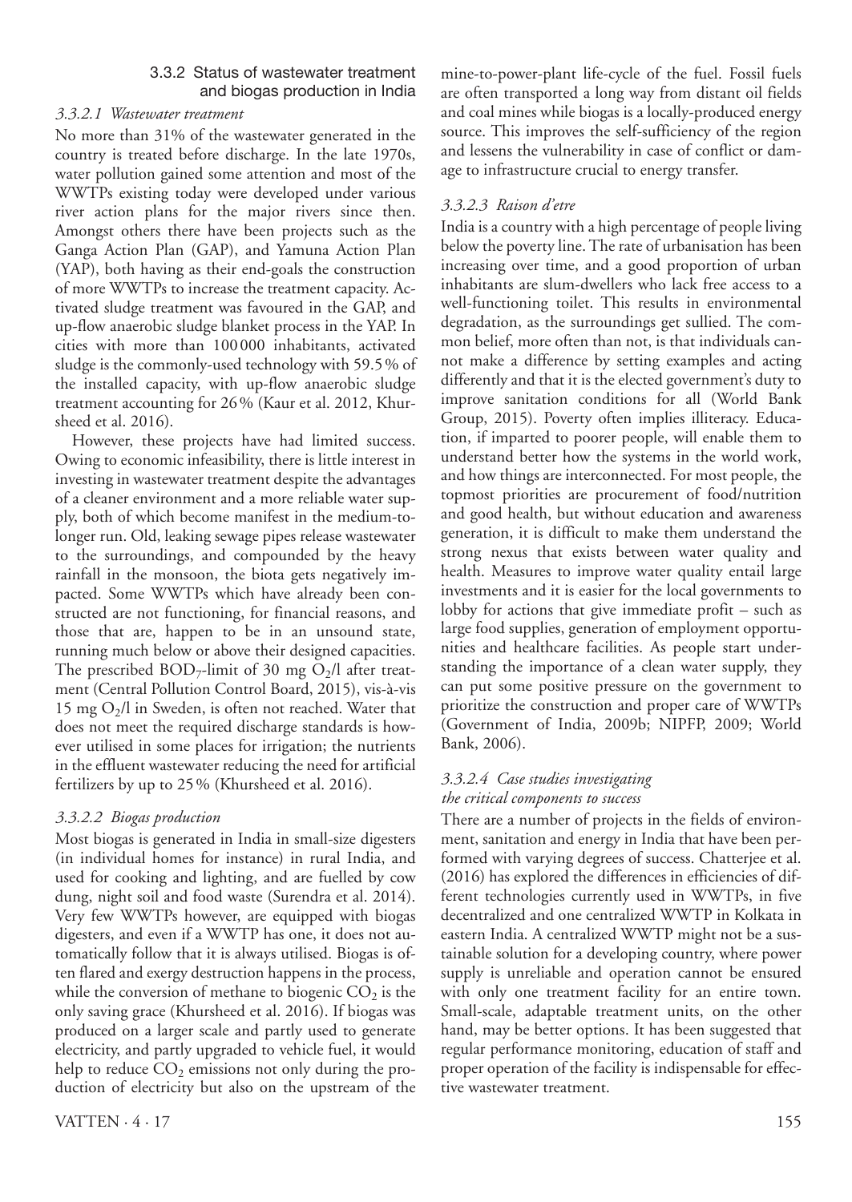### 3.3.2 Status of wastewater treatment and biogas production in India

#### *3.3.2.1 Wastewater treatment*

No more than 31% of the wastewater generated in the country is treated before discharge. In the late 1970s, water pollution gained some attention and most of the WWTPs existing today were developed under various river action plans for the major rivers since then. Amongst others there have been projects such as the Ganga Action Plan (GAP), and Yamuna Action Plan (YAP), both having as their end-goals the construction of more WWTPs to increase the treatment capacity. Activated sludge treatment was favoured in the GAP, and up-flow anaerobic sludge blanket process in the YAP. In cities with more than 100 000 inhabitants, activated sludge is the commonly-used technology with 59.5% of the installed capacity, with up-flow anaerobic sludge treatment accounting for 26% (Kaur et al. 2012, Khursheed et al. 2016).

However, these projects have had limited success. Owing to economic infeasibility, there is little interest in investing in wastewater treatment despite the advantages of a cleaner environment and a more reliable water supply, both of which become manifest in the medium-to-longer run. Old, leaking sewage pipes release wastewater to the surroundings, and compounded by the heavy rainfall in the monsoon, the biota gets negatively impacted. Some WWTPs which have already been constructed are not functioning, for financial reasons, and those that are, happen to be in an unsound state, running much below or above their designed capacities. The prescribed $BOD_7$-limit of 30 mg $O_2$/l after treatment (Central Pollution Control Board, 2015), vis-à-vis 15 mg $O_2$/l in Sweden, is often not reached. Water that does not meet the required discharge standards is however utilised in some places for irrigation; the nutrients in the effluent wastewater reducing the need for artificial fertilizers by up to 25% (Khursheed et al. 2016).

#### *3.3.2.2 Biogas production*

Most biogas is generated in India in small-size digesters (in individual homes for instance) in rural India, and used for cooking and lighting, and are fuelled by cow dung, night soil and food waste (Surendra et al. 2014). Very few WWTPs however, are equipped with biogas digesters, and even if a WWTP has one, it does not automatically follow that it is always utilised. Biogas is often flared and exergy destruction happens in the process, while the conversion of methane to biogenic $CO_2$ is the only saving grace (Khursheed et al. 2016). If biogas was produced on a larger scale and partly used to generate electricity, and partly upgraded to vehicle fuel, it would help to reduce $CO_2$ emissions not only during the production of electricity but also on the upstream of the mine-to-power-plant life-cycle of the fuel. Fossil fuels are often transported a long way from distant oil fields and coal mines while biogas is a locally-produced energy source. This improves the self-sufficiency of the region and lessens the vulnerability in case of conflict or damage to infrastructure crucial to energy transfer.

#### *3.3.2.3 Raison d'etre*

India is a country with a high percentage of people living below the poverty line. The rate of urbanisation has been increasing over time, and a good proportion of urban inhabitants are slum-dwellers who lack free access to a well-functioning toilet. This results in environmental degradation, as the surroundings get sullied. The common belief, more often than not, is that individuals cannot make a difference by setting examples and acting differently and that it is the elected government's duty to improve sanitation conditions for all (World Bank Group, 2015). Poverty often implies illiteracy. Education, if imparted to poorer people, will enable them to understand better how the systems in the world work, and how things are interconnected. For most people, the topmost priorities are procurement of food/nutrition and good health, but without education and awareness generation, it is difficult to make them understand the strong nexus that exists between water quality and health. Measures to improve water quality entail large investments and it is easier for the local governments to lobby for actions that give immediate profit – such as large food supplies, generation of employment opportunities and healthcare facilities. As people start understanding the importance of a clean water supply, they can put some positive pressure on the government to prioritize the construction and proper care of WWTPs (Government of India, 2009b; NIPFP, 2009; World Bank, 2006).

#### *3.3.2.4 Case studies investigating the critical components to success*

There are a number of projects in the fields of environment, sanitation and energy in India that have been performed with varying degrees of success. Chatterjee et al. (2016) has explored the differences in efficiencies of different technologies currently used in WWTPs, in five decentralized and one centralized WWTP in Kolkata in eastern India. A centralized WWTP might not be a sustainable solution for a developing country, where power supply is unreliable and operation cannot be ensured with only one treatment facility for an entire town. Small-scale, adaptable treatment units, on the other hand, may be better options. It has been suggested that regular performance monitoring, education of staff and proper operation of the facility is indispensable for effective wastewater treatment.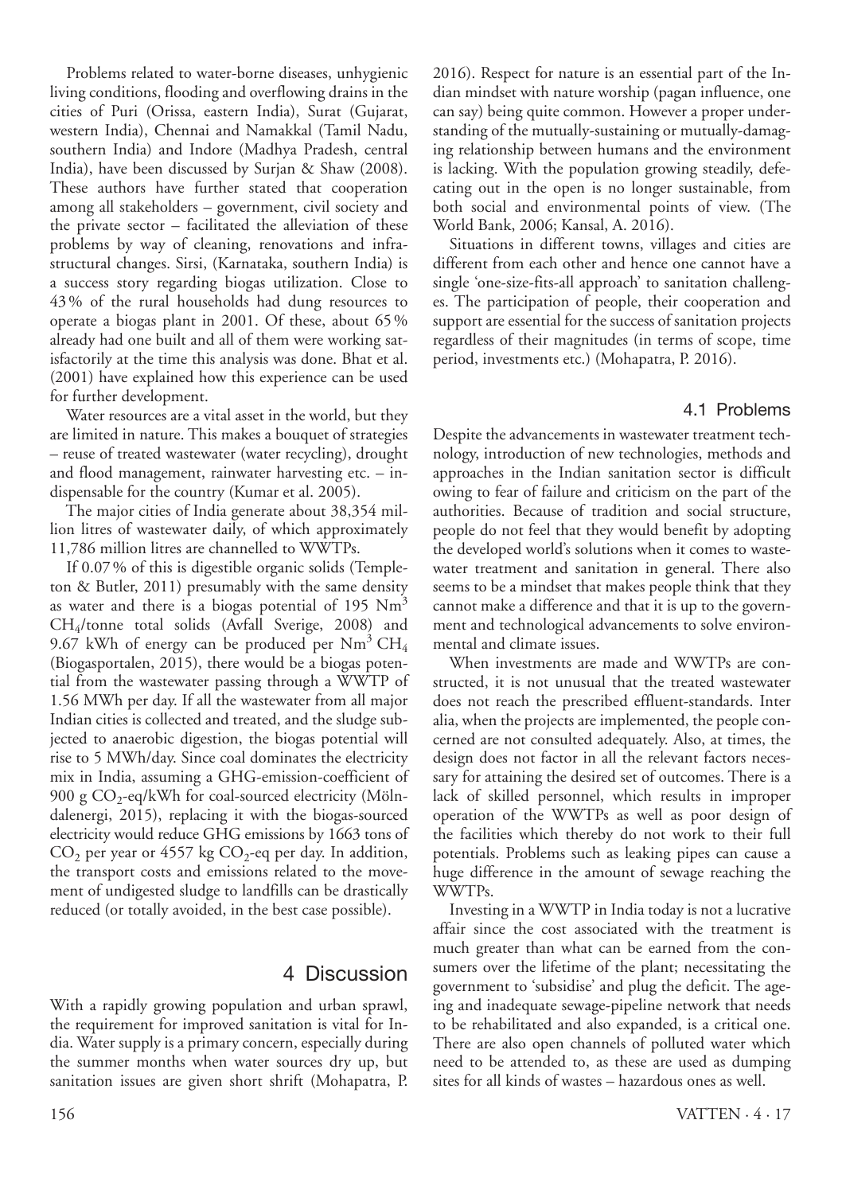Problems related to water-borne diseases, unhygienic living conditions, flooding and overflowing drains in the cities of Puri (Orissa, eastern India), Surat (Gujarat, western India), Chennai and Namakkal (Tamil Nadu, southern India) and Indore (Madhya Pradesh, central India), have been discussed by Surjan & Shaw (2008). These authors have further stated that cooperation among all stakeholders – government, civil society and the private sector – facilitated the alleviation of these problems by way of cleaning, renovations and infrastructural changes. Sirsi, (Karnataka, southern India) is a success story regarding biogas utilization. Close to 43 % of the rural households had dung resources to operate a biogas plant in 2001. Of these, about 65 % already had one built and all of them were working satisfactorily at the time this analysis was done. Bhat et al. (2001) have explained how this experience can be used for further development.

Water resources are a vital asset in the world, but they are limited in nature. This makes a bouquet of strategies – reuse of treated wastewater (water recycling), drought and flood management, rainwater harvesting etc. – indispensable for the country (Kumar et al. 2005).

The major cities of India generate about 38,354 million litres of wastewater daily, of which approximately 11,786 million litres are channelled to WWTPs.

If 0.07 % of this is digestible organic solids (Templeton & Butler, 2011) presumably with the same density as water and there is a biogas potential of 195 $Nm^3$ $CH_4$/tonne total solids (Avfall Sverige, 2008) and 9.67 kWh of energy can be produced per $Nm^3$ $CH_4$ (Biogasportalen, 2015), there would be a biogas potential from the wastewater passing through a WWTP of 1.56 MWh per day. If all the wastewater from all major Indian cities is collected and treated, and the sludge subjected to anaerobic digestion, the biogas potential will rise to 5 MWh/day. Since coal dominates the electricity mix in India, assuming a GHG-emission-coefficient of 900 g $CO_2$-eq/kWh for coal-sourced electricity (Mölndalenergi, 2015), replacing it with the biogas-sourced electricity would reduce GHG emissions by 1663 tons of $CO_2$ per year or 4557 kg $CO_2$-eq per day. In addition, the transport costs and emissions related to the movement of undigested sludge to landfills can be drastically reduced (or totally avoided, in the best case possible).

## 4 Discussion

With a rapidly growing population and urban sprawl, the requirement for improved sanitation is vital for India. Water supply is a primary concern, especially during the summer months when water sources dry up, but sanitation issues are given short shrift (Mohapatra, P. 2016). Respect for nature is an essential part of the Indian mindset with nature worship (pagan influence, one can say) being quite common. However a proper understanding of the mutually-sustaining or mutually-damaging relationship between humans and the environment is lacking. With the population growing steadily, defecating out in the open is no longer sustainable, from both social and environmental points of view. (The World Bank, 2006; Kansal, A. 2016).

Situations in different towns, villages and cities are different from each other and hence one cannot have a single 'one-size-fits-all approach' to sanitation challenges. The participation of people, their cooperation and support are essential for the success of sanitation projects regardless of their magnitudes (in terms of scope, time period, investments etc.) (Mohapatra, P. 2016).

### 4.1 Problems

Despite the advancements in wastewater treatment technology, introduction of new technologies, methods and approaches in the Indian sanitation sector is difficult owing to fear of failure and criticism on the part of the authorities. Because of tradition and social structure, people do not feel that they would benefit by adopting the developed world's solutions when it comes to wastewater treatment and sanitation in general. There also seems to be a mindset that makes people think that they cannot make a difference and that it is up to the government and technological advancements to solve environmental and climate issues.

When investments are made and WWTPs are constructed, it is not unusual that the treated wastewater does not reach the prescribed effluent-standards. Inter alia, when the projects are implemented, the people concerned are not consulted adequately. Also, at times, the design does not factor in all the relevant factors necessary for attaining the desired set of outcomes. There is a lack of skilled personnel, which results in improper operation of the WWTPs as well as poor design of the facilities which thereby do not work to their full potentials. Problems such as leaking pipes can cause a huge difference in the amount of sewage reaching the WWTPs.

Investing in a WWTP in India today is not a lucrative affair since the cost associated with the treatment is much greater than what can be earned from the consumers over the lifetime of the plant; necessitating the government to 'subsidise' and plug the deficit. The ageing and inadequate sewage-pipeline network that needs to be rehabilitated and also expanded, is a critical one. There are also open channels of polluted water which need to be attended to, as these are used as dumping sites for all kinds of wastes – hazardous ones as well.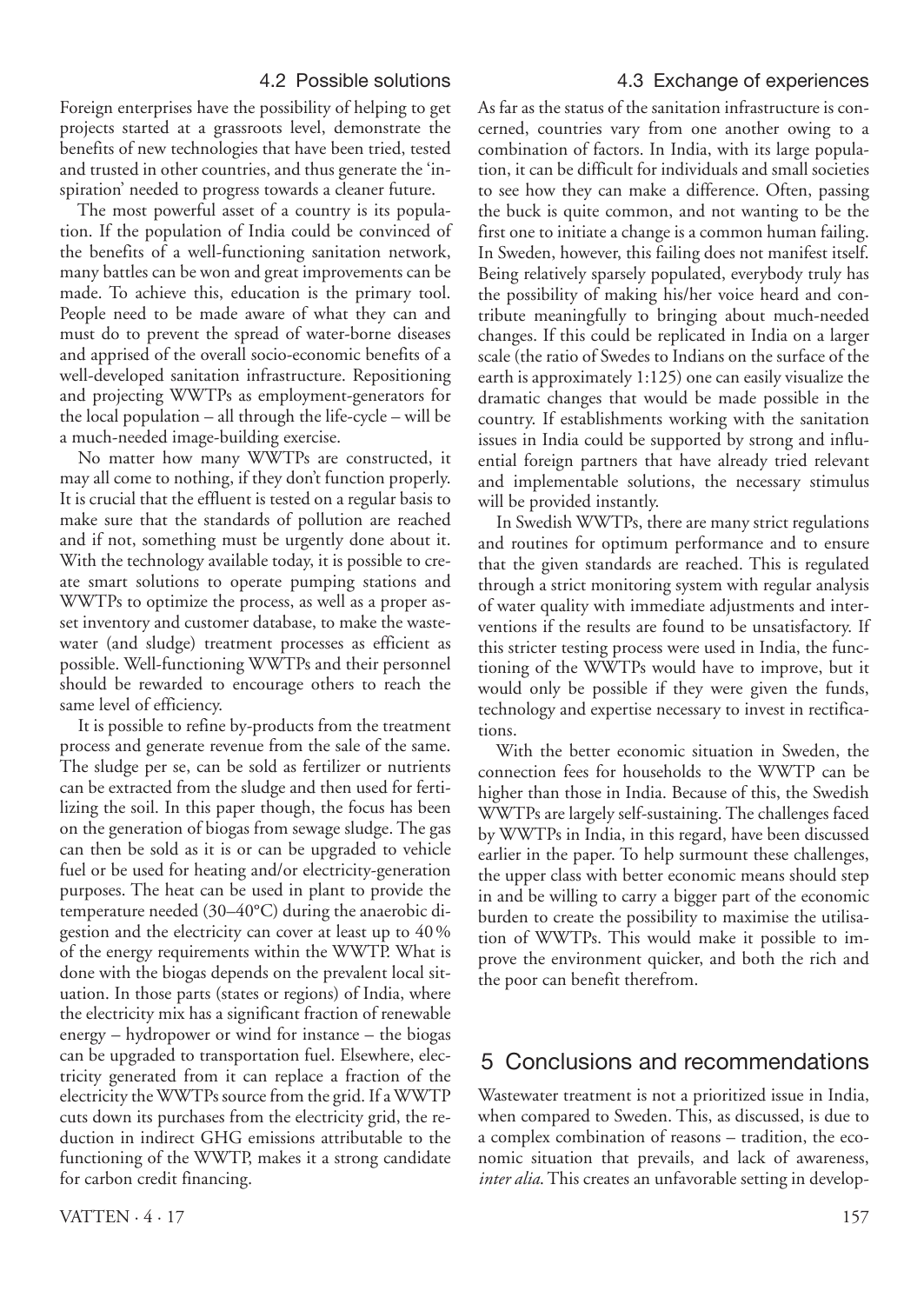### 4.2 Possible solutions

Foreign enterprises have the possibility of helping to get projects started at a grassroots level, demonstrate the benefits of new technologies that have been tried, tested and trusted in other countries, and thus generate the 'inspiration' needed to progress towards a cleaner future.

The most powerful asset of a country is its population. If the population of India could be convinced of the benefits of a well-functioning sanitation network, many battles can be won and great improvements can be made. To achieve this, education is the primary tool. People need to be made aware of what they can and must do to prevent the spread of water-borne diseases and apprised of the overall socio-economic benefits of a well-developed sanitation infrastructure. Repositioning and projecting WWTPs as employment-generators for the local population – all through the life-cycle – will be a much-needed image-building exercise.

No matter how many WWTPs are constructed, it may all come to nothing, if they don't function properly. It is crucial that the effluent is tested on a regular basis to make sure that the standards of pollution are reached and if not, something must be urgently done about it. With the technology available today, it is possible to create smart solutions to operate pumping stations and WWTPs to optimize the process, as well as a proper asset inventory and customer database, to make the wastewater (and sludge) treatment processes as efficient as possible. Well-functioning WWTPs and their personnel should be rewarded to encourage others to reach the same level of efficiency.

It is possible to refine by-products from the treatment process and generate revenue from the sale of the same. The sludge per se, can be sold as fertilizer or nutrients can be extracted from the sludge and then used for fertilizing the soil. In this paper though, the focus has been on the generation of biogas from sewage sludge. The gas can then be sold as it is or can be upgraded to vehicle fuel or be used for heating and/or electricity-generation purposes. The heat can be used in plant to provide the temperature needed (30–40°C) during the anaerobic digestion and the electricity can cover at least up to 40 % of the energy requirements within the WWTP. What is done with the biogas depends on the prevalent local situation. In those parts (states or regions) of India, where the electricity mix has a significant fraction of renewable energy – hydropower or wind for instance – the biogas can be upgraded to transportation fuel. Elsewhere, electricity generated from it can replace a fraction of the electricity the WWTPs source from the grid. If a WWTP cuts down its purchases from the electricity grid, the reduction in indirect GHG emissions attributable to the functioning of the WWTP, makes it a strong candidate for carbon credit financing.

### 4.3 Exchange of experiences

As far as the status of the sanitation infrastructure is concerned, countries vary from one another owing to a combination of factors. In India, with its large population, it can be difficult for individuals and small societies to see how they can make a difference. Often, passing the buck is quite common, and not wanting to be the first one to initiate a change is a common human failing. In Sweden, however, this failing does not manifest itself. Being relatively sparsely populated, everybody truly has the possibility of making his/her voice heard and contribute meaningfully to bringing about much-needed changes. If this could be replicated in India on a larger scale (the ratio of Swedes to Indians on the surface of the earth is approximately 1:125) one can easily visualize the dramatic changes that would be made possible in the country. If establishments working with the sanitation issues in India could be supported by strong and influential foreign partners that have already tried relevant and implementable solutions, the necessary stimulus will be provided instantly.

In Swedish WWTPs, there are many strict regulations and routines for optimum performance and to ensure that the given standards are reached. This is regulated through a strict monitoring system with regular analysis of water quality with immediate adjustments and interventions if the results are found to be unsatisfactory. If this stricter testing process were used in India, the functioning of the WWTPs would have to improve, but it would only be possible if they were given the funds, technology and expertise necessary to invest in rectifications.

With the better economic situation in Sweden, the connection fees for households to the WWTP can be higher than those in India. Because of this, the Swedish WWTPs are largely self-sustaining. The challenges faced by WWTPs in India, in this regard, have been discussed earlier in the paper. To help surmount these challenges, the upper class with better economic means should step in and be willing to carry a bigger part of the economic burden to create the possibility to maximise the utilisation of WWTPs. This would make it possible to improve the environment quicker, and both the rich and the poor can benefit therefrom.

## 5 Conclusions and recommendations

Wastewater treatment is not a prioritized issue in India, when compared to Sweden. This, as discussed, is due to a complex combination of reasons – tradition, the economic situation that prevails, and lack of awareness, *inter alia*. This creates an unfavorable setting in develop-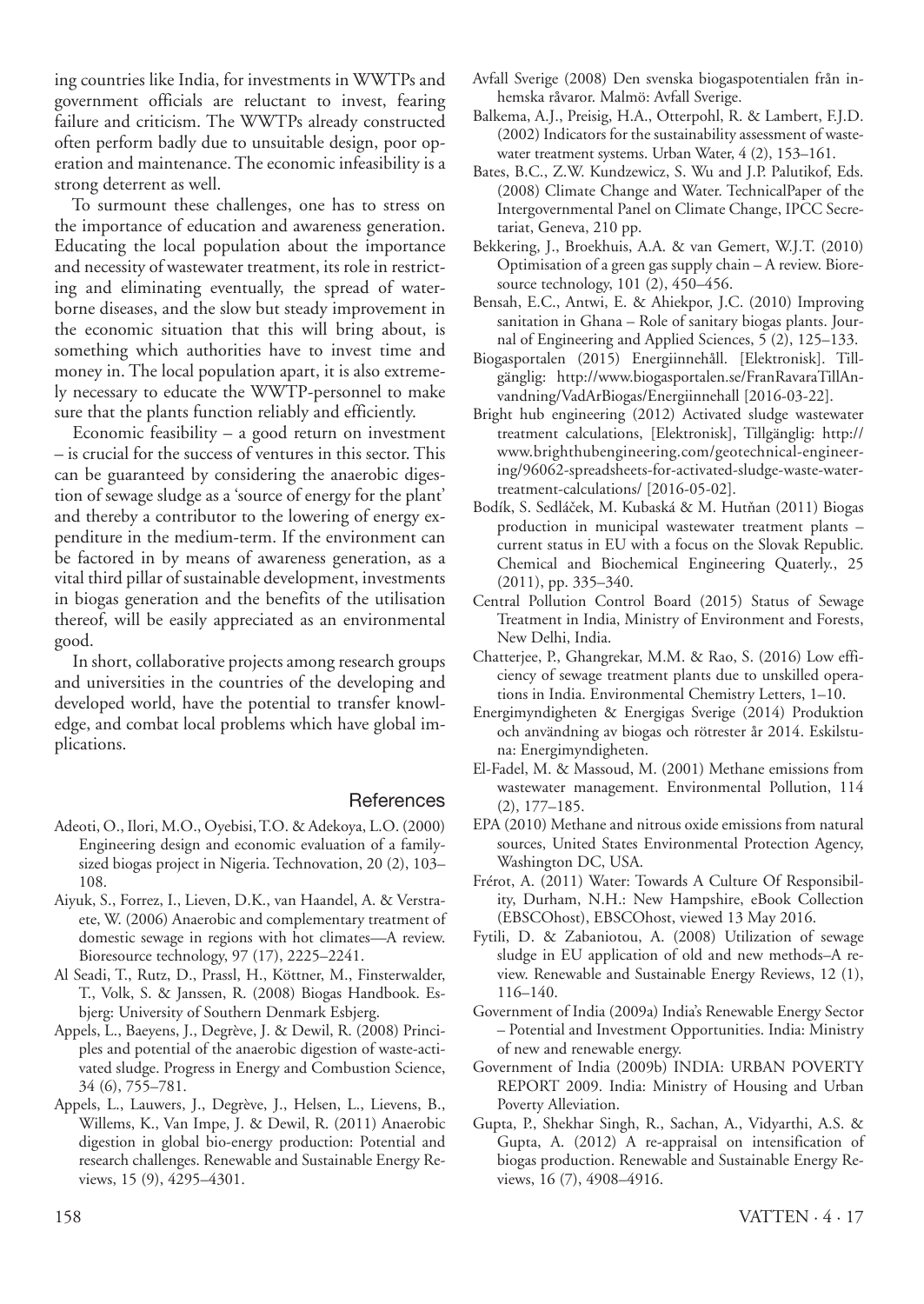ing countries like India, for investments in WWTPs and government officials are reluctant to invest, fearing failure and criticism. The WWTPs already constructed often perform badly due to unsuitable design, poor operation and maintenance. The economic infeasibility is a strong deterrent as well.

To surmount these challenges, one has to stress on the importance of education and awareness generation. Educating the local population about the importance and necessity of wastewater treatment, its role in restricting and eliminating eventually, the spread of waterborne diseases, and the slow but steady improvement in the economic situation that this will bring about, is something which authorities have to invest time and money in. The local population apart, it is also extremely necessary to educate the WWTP-personnel to make sure that the plants function reliably and efficiently.

Economic feasibility – a good return on investment – is crucial for the success of ventures in this sector. This can be guaranteed by considering the anaerobic digestion of sewage sludge as a 'source of energy for the plant' and thereby a contributor to the lowering of energy expenditure in the medium-term. If the environment can be factored in by means of awareness generation, as a vital third pillar of sustainable development, investments in biogas generation and the benefits of the utilisation thereof, will be easily appreciated as an environmental good.

In short, collaborative projects among research groups and universities in the countries of the developing and developed world, have the potential to transfer knowledge, and combat local problems which have global implications.

## References

Adeoti, O., Ilori, M.O., Oyebisi, T.O. & Adekoya, L.O. (2000) Engineering design and economic evaluation of a family-sized biogas project in Nigeria. Technovation, 20 (2), 103–108.

Aiyuk, S., Forrez, I., Lieven, D.K., van Haandel, A. & Verstraete, W. (2006) Anaerobic and complementary treatment of domestic sewage in regions with hot climates—A review. Bioresource technology, 97 (17), 2225–2241.

Al Seadi, T., Rutz, D., Prassl, H., Köttner, M., Finsterwalder, T., Volk, S. & Janssen, R. (2008) Biogas Handbook. Esbjerg: University of Southern Denmark Esbjerg.

Appels, L., Baeyens, J., Degrève, J. & Dewil, R. (2008) Principles and potential of the anaerobic digestion of waste-activated sludge. Progress in Energy and Combustion Science, 34 (6), 755–781.

Appels, L., Lauwers, J., Degrève, J., Helsen, L., Lievens, B., Willems, K., Van Impe, J. & Dewil, R. (2011) Anaerobic digestion in global bio-energy production: Potential and research challenges. Renewable and Sustainable Energy Reviews, 15 (9), 4295–4301.

Avfall Sverige (2008) Den svenska biogaspotentialen från inhemska råvaror. Malmö: Avfall Sverige.

Balkema, A.J., Preisig, H.A., Otterpohl, R. & Lambert, F.J.D. (2002) Indicators for the sustainability assessment of wastewater treatment systems. Urban Water, 4 (2), 153–161.

Bates, B.C., Z.W. Kundzewicz, S. Wu and J.P. Palutikof, Eds. (2008) Climate Change and Water. TechnicalPaper of the Intergovernmental Panel on Climate Change, IPCC Secretariat, Geneva, 210 pp.

Bekkering, J., Broekhuis, A.A. & van Gemert, W.J.T. (2010) Optimisation of a green gas supply chain – A review. Bioresource technology, 101 (2), 450–456.

Bensah, E.C., Antwi, E. & Ahiekpor, J.C. (2010) Improving sanitation in Ghana – Role of sanitary biogas plants. Journal of Engineering and Applied Sciences, 5 (2), 125–133.

Biogasportalen (2015) Energiinnehåll. [Elektronisk]. Tillgänglig: http://www.biogasportalen.se/FranRavaraTillAnvandning/VadArBiogas/Energiinnehall [2016-03-22].

Bright hub engineering (2012) Activated sludge wastewater treatment calculations, [Elektronisk], Tillgänglig: http://www.brighthubengineering.com/geotechnical-engineering/96062-spreadsheets-for-activated-sludge-waste-water-treatment-calculations/ [2016-05-02].

Bodík, S. Sedláček, M. Kubaská & M. Hutňan (2011) Biogas production in municipal wastewater treatment plants – current status in EU with a focus on the Slovak Republic. Chemical and Biochemical Engineering Quaterly., 25 (2011), pp. 335–340.

Central Pollution Control Board (2015) Status of Sewage Treatment in India, Ministry of Environment and Forests, New Delhi, India.

Chatterjee, P., Ghangrekar, M.M. & Rao, S. (2016) Low efficiency of sewage treatment plants due to unskilled operations in India. Environmental Chemistry Letters, 1–10.

Energimyndigheten & Energigas Sverige (2014) Produktion och användning av biogas och rötrester år 2014. Eskilstuna: Energimyndigheten.

El-Fadel, M. & Massoud, M. (2001) Methane emissions from wastewater management. Environmental Pollution, 114 (2), 177–185.

EPA (2010) Methane and nitrous oxide emissions from natural sources, United States Environmental Protection Agency, Washington DC, USA.

Frérot, A. (2011) Water: Towards A Culture Of Responsibility, Durham, N.H.: New Hampshire, eBook Collection (EBSCOhost), EBSCOhost, viewed 13 May 2016.

Fytili, D. & Zabaniotou, A. (2008) Utilization of sewage sludge in EU application of old and new methods–A review. Renewable and Sustainable Energy Reviews, 12 (1), 116–140.

Government of India (2009a) India's Renewable Energy Sector – Potential and Investment Opportunities. India: Ministry of new and renewable energy.

Government of India (2009b) INDIA: URBAN POVERTY REPORT 2009. India: Ministry of Housing and Urban Poverty Alleviation.

Gupta, P., Shekhar Singh, R., Sachan, A., Vidyarthi, A.S. & Gupta, A. (2012) A re-appraisal on intensification of biogas production. Renewable and Sustainable Energy Reviews, 16 (7), 4908–4916.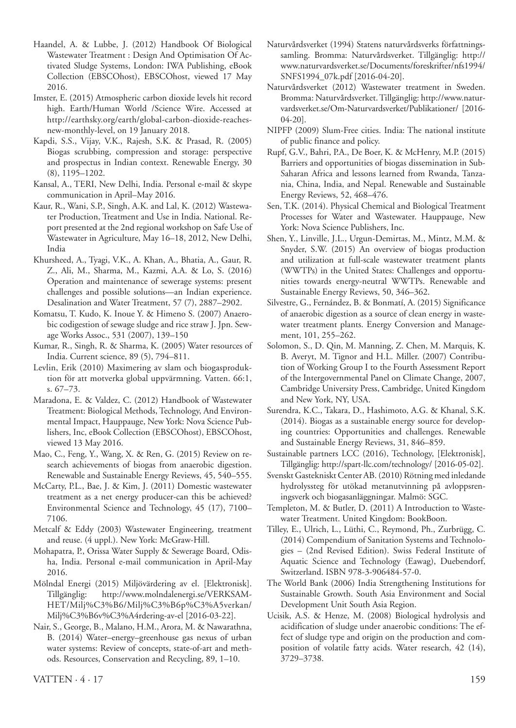Haandel, A. & Lubbe, J. (2012) Handbook Of Biological Wastewater Treatment : Design And Optimisation Of Activated Sludge Systems, London: IWA Publishing, eBook Collection (EBSCOhost), EBSCOhost, viewed 17 May 2016.

Imster, E. (2015) Atmospheric carbon dioxide levels hit record high. Earth/Human World /Science Wire. Accessed at http://earthsky.org/earth/global-carbon-dioxide-reaches-new-monthly-level, on 19 January 2018.

Kapdi, S.S., Vijay, V.K., Rajesh, S.K. & Prasad, R. (2005) Biogas scrubbing, compression and storage: perspective and prospectus in Indian context. Renewable Energy, 30 (8), 1195–1202.

Kansal, A., TERI, New Delhi, India. Personal e-mail & skype communication in April–May 2016.

Kaur, R., Wani, S.P., Singh, A.K. and Lal, K. (2012) Wastewater Production, Treatment and Use in India. National. Report presented at the 2nd regional workshop on Safe Use of Wastewater in Agriculture, May 16–18, 2012, New Delhi, India

Khursheed, A., Tyagi, V.K., A. Khan, A., Bhatia, A., Gaur, R. Z., Ali, M., Sharma, M., Kazmi, A.A. & Lo, S. (2016) Operation and maintenance of sewerage systems: present challenges and possible solutions—an Indian experience. Desalination and Water Treatment, 57 (7), 2887–2902.

Komatsu, T. Kudo, K. Inoue Y. & Himeno S. (2007) Anaerobic codigestion of sewage sludge and rice straw J. Jpn. Sewage Works Assoc., 531 (2007), 139–150

Kumar, R., Singh, R. & Sharma, K. (2005) Water resources of India. Current science, 89 (5), 794–811.

Levlin, Erik (2010) Maximering av slam och biogasproduktion för att motverka global uppvärmning. Vatten. 66:1, s. 67–73.

Maradona, E. & Valdez, C. (2012) Handbook of Wastewater Treatment: Biological Methods, Technology, And Environmental Impact, Hauppauge, New York: Nova Science Publishers, Inc, eBook Collection (EBSCOhost), EBSCOhost, viewed 13 May 2016.

Mao, C., Feng, Y., Wang, X. & Ren, G. (2015) Review on research achievements of biogas from anaerobic digestion. Renewable and Sustainable Energy Reviews, 45, 540–555.

McCarty, P.L., Bae, J. & Kim, J. (2011) Domestic wastewater treatment as a net energy producer-can this be achieved? Environmental Science and Technology, 45 (17), 7100–7106.

Metcalf & Eddy (2003) Wastewater Engineering, treatment and reuse. (4 uppl.). New York: McGraw-Hill.

Mohapatra, P., Orissa Water Supply & Sewerage Board, Odisha, India. Personal e-mail communication in April-May 2016.

Mölndal Energi (2015) Miljövärdering av el. [Elektronisk]. Tillgänglig: http://www.molndalenergi.se/VERKSAMHET/Milj%C3%B6/Milj%C3%B6p%C3%A5verkan/Milj%C3%B6v%C3%A4rdering-av-el [2016-03-22].

Nair, S., George, B., Malano, H.M., Arora, M. & Nawarathna, B. (2014) Water–energy–greenhouse gas nexus of urban water systems: Review of concepts, state-of-art and methods. Resources, Conservation and Recycling, 89, 1–10.

Naturvårdsverket (1994) Statens naturvårdsverks författningssamling. Bromma: Naturvårdsverket. Tillgänglig: http://www.naturvardsverket.se/Documents/foreskrifter/nfs1994/SNFS1994_07k.pdf [2016-04-20].

Naturvårdsverket (2012) Wastewater treatment in Sweden. Bromma: Naturvårdsverket. Tillgänglig: http://www.naturvardsverket.se/Om-Naturvardsverket/Publikationer/ [2016-04-20].

NIPFP (2009) Slum-Free cities. India: The national institute of public finance and policy.

Rupf, G.V., Bahri, P.A., De Boer, K. & McHenry, M.P. (2015) Barriers and opportunities of biogas dissemination in Sub-Saharan Africa and lessons learned from Rwanda, Tanzania, China, India, and Nepal. Renewable and Sustainable Energy Reviews, 52, 468–476.

Sen, T.K. (2014). Physical Chemical and Biological Treatment Processes for Water and Wastewater. Hauppauge, New York: Nova Science Publishers, Inc.

Shen, Y., Linville, J.L., Urgun-Demirtas, M., Mintz, M.M. & Snyder, S.W. (2015) An overview of biogas production and utilization at full-scale wastewater treatment plants (WWTPs) in the United States: Challenges and opportunities towards energy-neutral WWTPs. Renewable and Sustainable Energy Reviews, 50, 346–362.

Silvestre, G., Fernández, B. & Bonmatí, A. (2015) Significance of anaerobic digestion as a source of clean energy in wastewater treatment plants. Energy Conversion and Management, 101, 255–262.

Solomon, S., D. Qin, M. Manning, Z. Chen, M. Marquis, K. B. Averyt, M. Tignor and H.L. Miller. (2007) Contribution of Working Group I to the Fourth Assessment Report of the Intergovernmental Panel on Climate Change, 2007, Cambridge University Press, Cambridge, United Kingdom and New York, NY, USA.

Surendra, K.C., Takara, D., Hashimoto, A.G. & Khanal, S.K. (2014). Biogas as a sustainable energy source for developing countries: Opportunities and challenges. Renewable and Sustainable Energy Reviews, 31, 846–859.

Sustainable partners LCC (2016), Technology, [Elektronisk], Tillgänglig: http://spart-llc.com/technology/ [2016-05-02].

Svenskt Gastekniskt Center AB. (2010) Rötning med inledande hydrolyssteg för utökad metanutvinning på avloppsreningsverk och biogasanläggningar. Malmö: SGC.

Templeton, M. & Butler, D. (2011) A Introduction to Wastewater Treatment. United Kingdom: BookBoon.

Tilley, E., Ulrich, L., Lüthi, C., Reymond, Ph., Zurbrügg, C. (2014) Compendium of Sanitation Systems and Technologies – (2nd Revised Edition). Swiss Federal Institute of Aquatic Science and Technology (Eawag), Duebendorf, Switzerland. ISBN 978-3-906484-57-0.

The World Bank (2006) India Strengthening Institutions for Sustainable Growth. South Asia Environment and Social Development Unit South Asia Region.

Ucisik, A.S. & Henze, M. (2008) Biological hydrolysis and acidification of sludge under anaerobic conditions: The effect of sludge type and origin on the production and composition of volatile fatty acids. Water research, 42 (14), 3729–3738.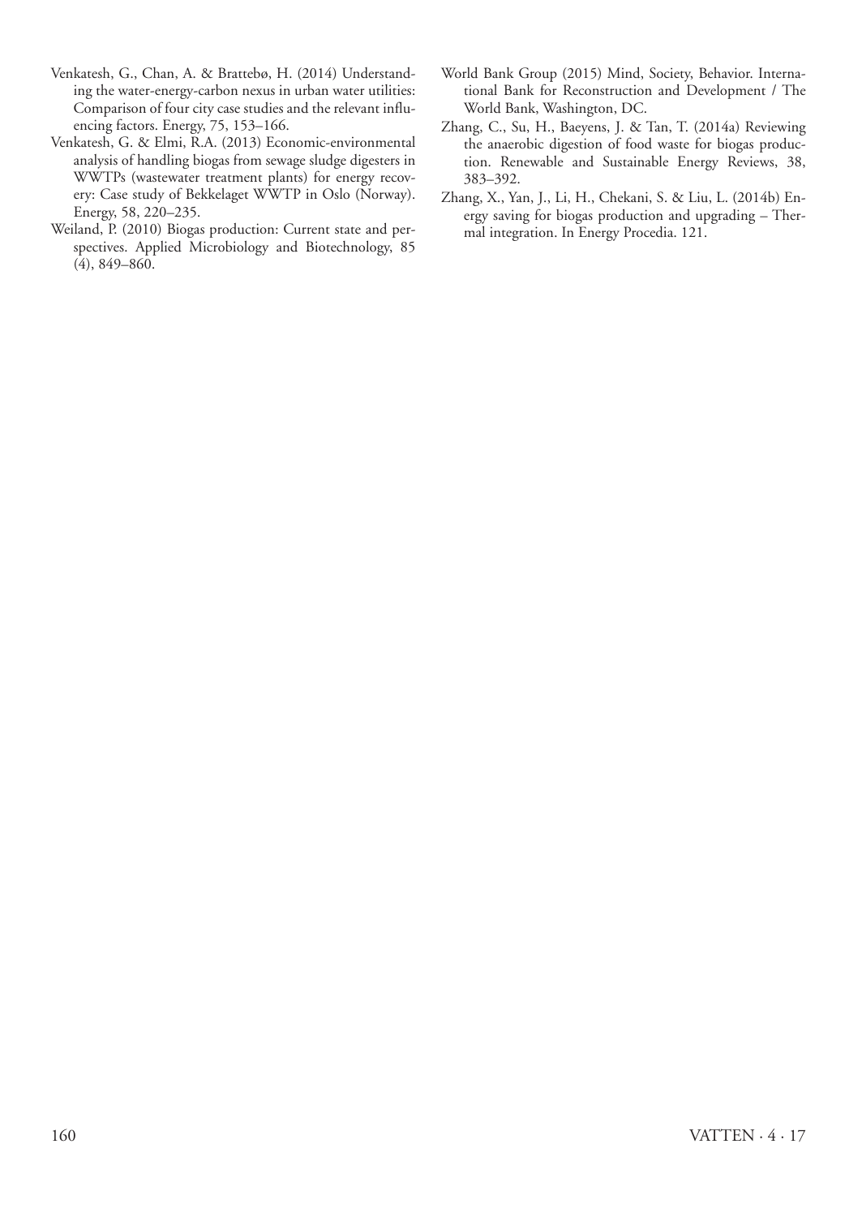Venkatesh, G., Chan, A. & Brattebø, H. (2014) Understanding the water-energy-carbon nexus in urban water utilities: Comparison of four city case studies and the relevant influencing factors. Energy, 75, 153–166.

Venkatesh, G. & Elmi, R.A. (2013) Economic-environmental analysis of handling biogas from sewage sludge digesters in WWTPs (wastewater treatment plants) for energy recovery: Case study of Bekkelaget WWTP in Oslo (Norway). Energy, 58, 220–235.

Weiland, P. (2010) Biogas production: Current state and perspectives. Applied Microbiology and Biotechnology, 85 (4), 849–860.

World Bank Group (2015) Mind, Society, Behavior. International Bank for Reconstruction and Development / The World Bank, Washington, DC.

Zhang, C., Su, H., Baeyens, J. & Tan, T. (2014a) Reviewing the anaerobic digestion of food waste for biogas production. Renewable and Sustainable Energy Reviews, 38, 383–392.

Zhang, X., Yan, J., Li, H., Chekani, S. & Liu, L. (2014b) Energy saving for biogas production and upgrading – Thermal integration. In Energy Procedia. 121.